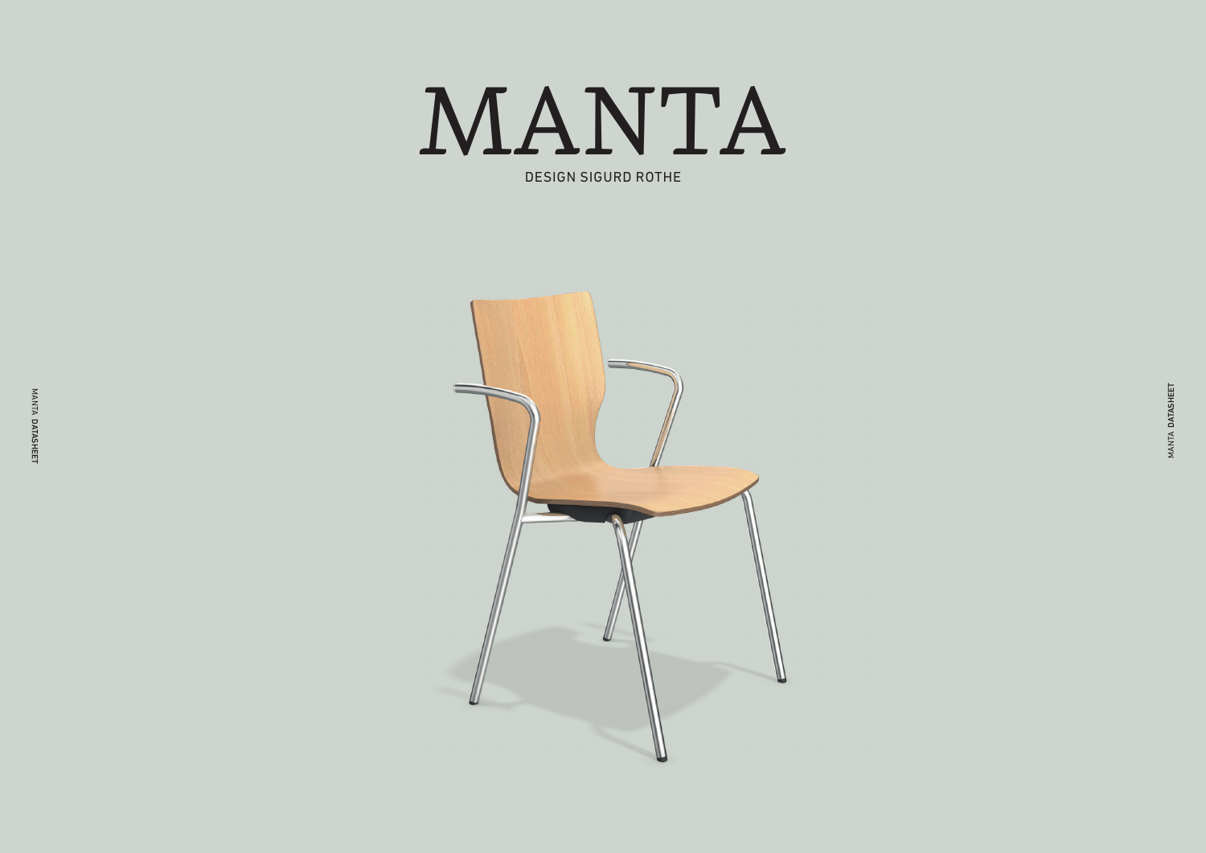# MANTA

DESIGN SIGURD ROTHE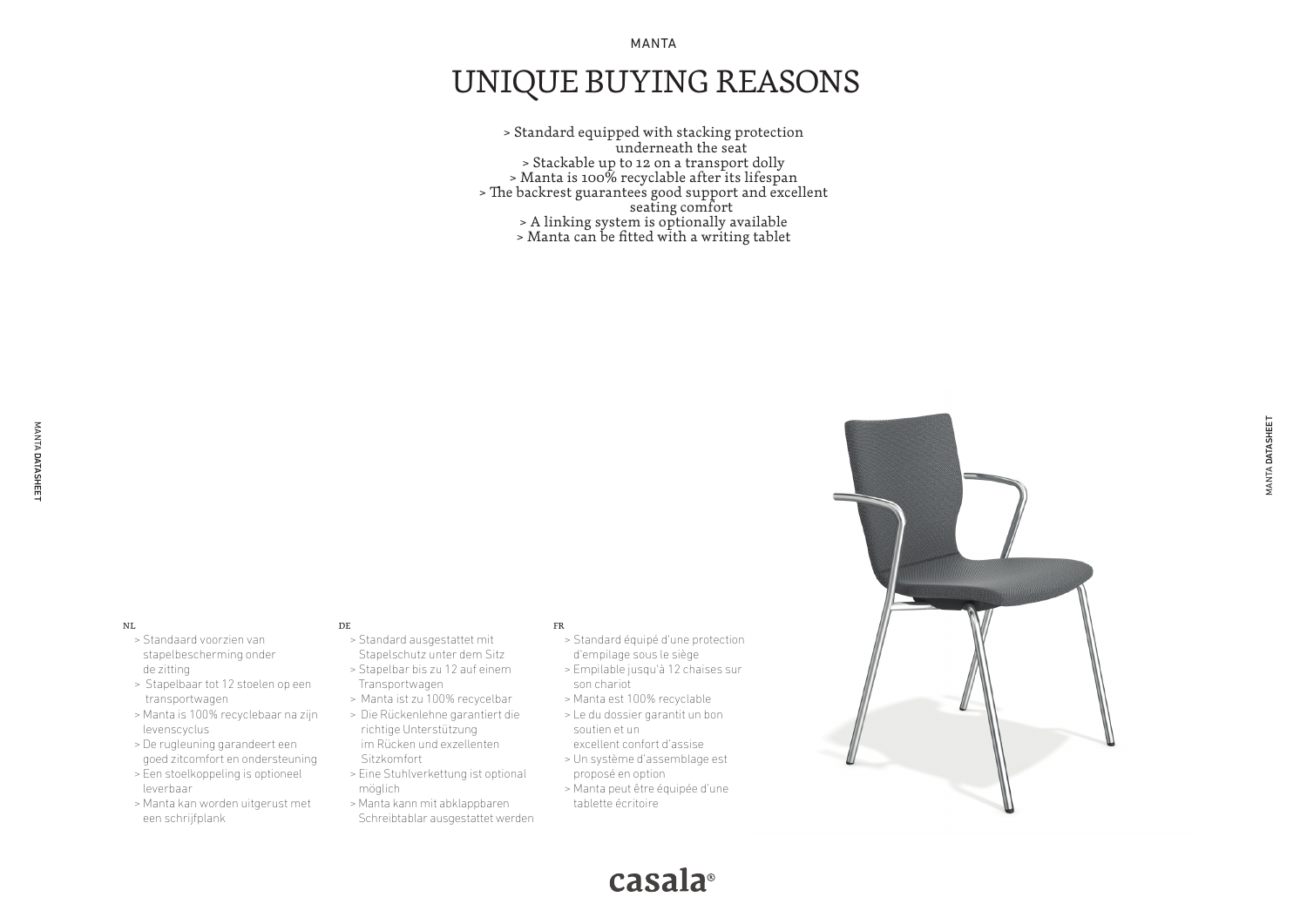MANTA

# UNIQUE BUYING REASONS

> Standard equipped with stacking protection underneath the seat
> Stackable up to 12 on a transport dolly
> Manta is 100% recyclable after its lifespan
> The backrest guarantees good support and excellent seating comfort
> A linking system is optionally available
> Manta can be fitted with a writing tablet

NL

> Standaard voorzien van stapelbescherming onder de zitting
> Stapelbaar tot 12 stoelen op een transportwagen
> Manta is 100% recyclebaar na zijn levenscyclus
> De rugleuning garandeert een goed zitcomfort en ondersteuning
> Een stoelkoppeling is optioneel leverbaar
> Manta kan worden uitgerust met een schrijfplank

DE

> Standard ausgestattet mit Stapelschutz unter dem Sitz
> Stapelbar bis zu 12 auf einem Transportwagen
> Manta ist zu 100% recycelbar
> Die Rückenlehne garantiert die richtige Unterstützung im Rücken und exzellenten Sitzkomfort
> Eine Stuhlverkettung ist optional möglich
> Manta kann mit abklappbaren Schreibtablar ausgestattet werden

FR

> Standard équipé d'une protection d'empilage sous le siège
> Empilable jusqu'à 12 chaises sur son chariot
> Manta est 100% recyclable
> Le du dossier garantit un bon soutien et un excellent confort d'assise
> Un système d'assemblage est proposé en option
> Manta peut être équipée d'une tablette écritoire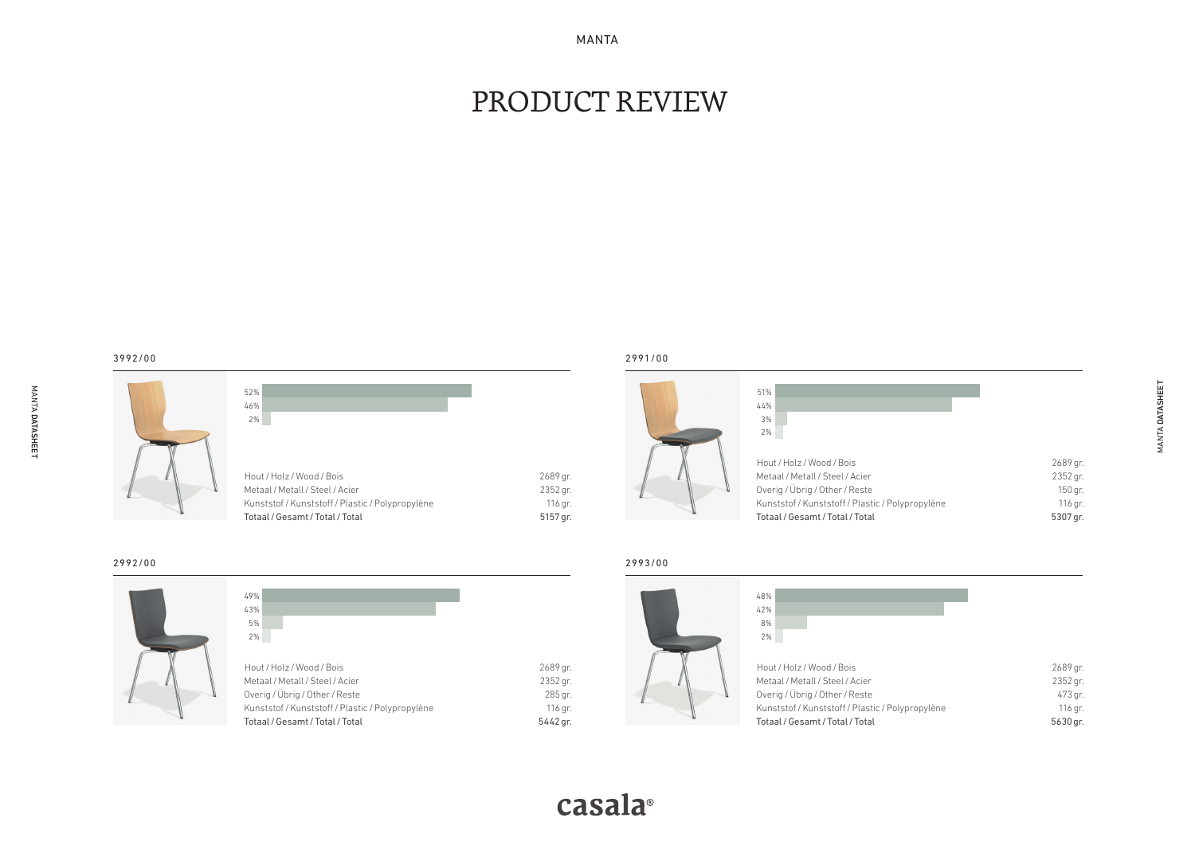# PRODUCT REVIEW

## 3992/00

52%
46%
2%

| Material | Weight |
|---|---|
| Hout / Holz / Wood / Bois | 2689 gr. |
| Metaal / Metall / Steel / Acier | 2352 gr. |
| Kunststof / Kunststoff / Plastic / Polypropylène | 116 gr. |
| Totaal / Gesamt / Total / Total | 5157 gr. |

## 2991/00

51%
44%
3%
2%

| Material | Weight |
|---|---|
| Hout / Holz / Wood / Bois | 2689 gr. |
| Metaal / Metall / Steel / Acier | 2352 gr. |
| Overig / Übrig / Other / Reste | 150 gr. |
| Kunststof / Kunststoff / Plastic / Polypropylène | 116 gr. |
| Totaal / Gesamt / Total / Total | 5307 gr. |

## 2992/00

49%
43%
5%
2%

| Material | Weight |
|---|---|
| Hout / Holz / Wood / Bois | 2689 gr. |
| Metaal / Metall / Steel / Acier | 2352 gr. |
| Overig / Übrig / Other / Reste | 285 gr. |
| Kunststof / Kunststoff / Plastic / Polypropylène | 116 gr. |
| Totaal / Gesamt / Total / Total | 5442 gr. |

## 2993/00

48%
42%
8%
2%

| Material | Weight |
|---|---|
| Hout / Holz / Wood / Bois | 2689 gr. |
| Metaal / Metall / Steel / Acier | 2352 gr. |
| Overig / Übrig / Other / Reste | 473 gr. |
| Kunststof / Kunststoff / Plastic / Polypropylène | 116 gr. |
| Totaal / Gesamt / Total / Total | 5630 gr. |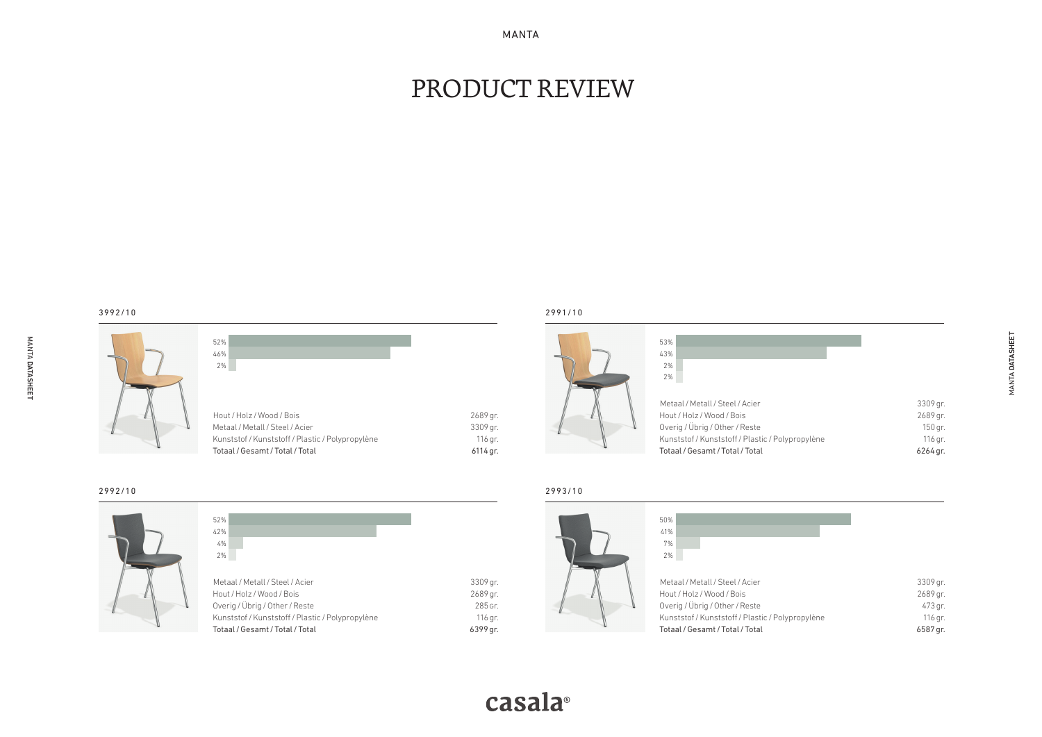# PRODUCT REVIEW

## 3992/10

52%
46%
2%

| Material | Weight |
|---|---|
| Hout / Holz / Wood / Bois | 2689 gr. |
| Metaal / Metall / Steel / Acier | 3309 gr. |
| Kunststof / Kunststoff / Plastic / Polypropylène | 116 gr. |
| Totaal / Gesamt / Total / Total | 6114 gr. |

## 2991/10

53%
43%
2%
2%

| Material | Weight |
|---|---|
| Metaal / Metall / Steel / Acier | 3309 gr. |
| Hout / Holz / Wood / Bois | 2689 gr. |
| Overig / Übrig / Other / Reste | 150 gr. |
| Kunststof / Kunststoff / Plastic / Polypropylène | 116 gr. |
| Totaal / Gesamt / Total / Total | 6264 gr. |

## 2992/10

52%
42%
4%
2%

| Material | Weight |
|---|---|
| Metaal / Metall / Steel / Acier | 3309 gr. |
| Hout / Holz / Wood / Bois | 2689 gr. |
| Overig / Übrig / Other / Reste | 285 gr. |
| Kunststof / Kunststoff / Plastic / Polypropylène | 116 gr. |
| Totaal / Gesamt / Total / Total | 6399 gr. |

## 2993/10

50%
41%
7%
2%

| Material | Weight |
|---|---|
| Metaal / Metall / Steel / Acier | 3309 gr. |
| Hout / Holz / Wood / Bois | 2689 gr. |
| Overig / Übrig / Other / Reste | 473 gr. |
| Kunststof / Kunststoff / Plastic / Polypropylène | 116 gr. |
| Totaal / Gesamt / Total / Total | 6587 gr. |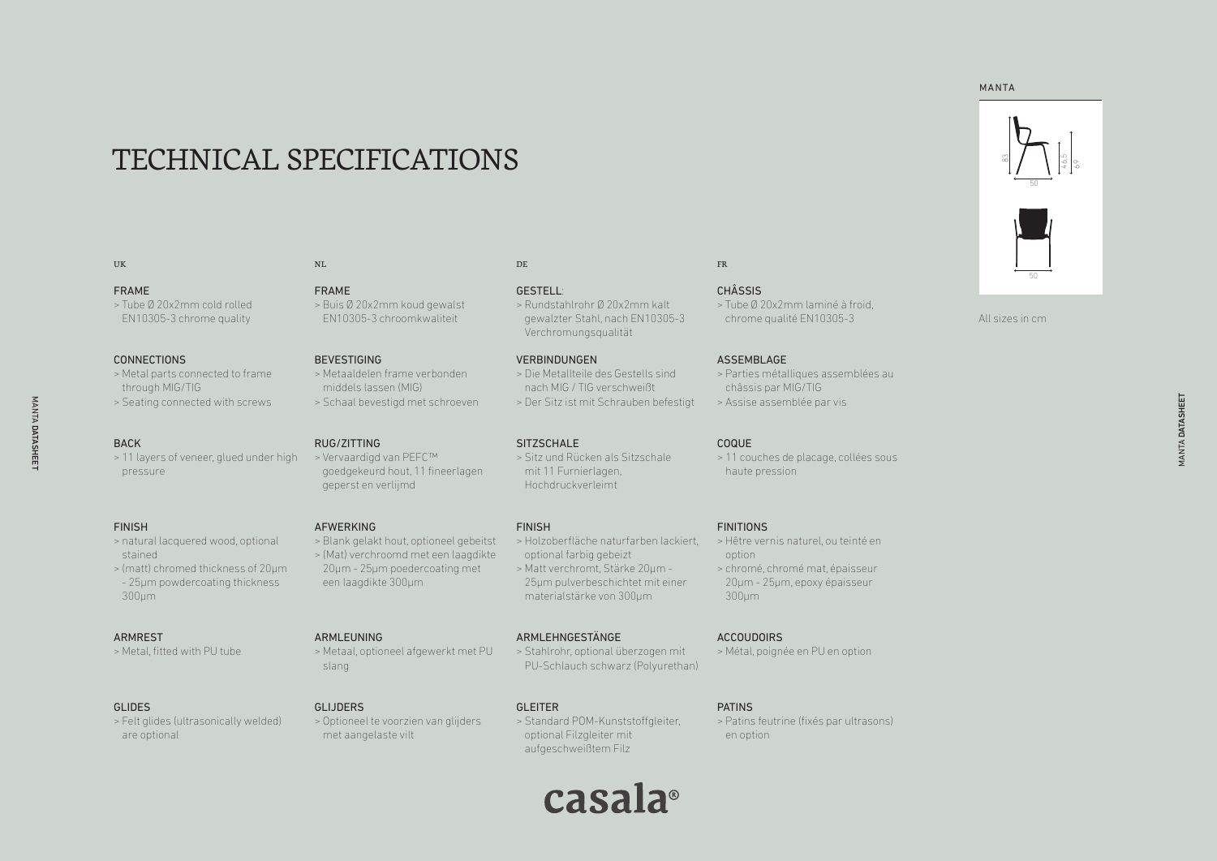MANTA

All sizes in cm

# TECHNICAL SPECIFICATIONS

## UK

### FRAME
> Tube Ø 20x2mm cold rolled EN10305-3 chrome quality

### CONNECTIONS
> Metal parts connected to frame through MIG/TIG
> Seating connected with screws

### BACK
> 11 layers of veneer, glued under high pressure

### FINISH
> natural lacquered wood, optional stained
> (matt) chromed thickness of 20μm - 25μm powdercoating thickness 300μm

### ARMREST
> Metal, fitted with PU tube

### GLIDES
> Felt glides (ultrasonically welded) are optional

## NL

### FRAME
> Buis Ø 20x2mm koud gewalst EN10305-3 chroomkwaliteit

### BEVESTIGING
> Metaaldelen frame verbonden middels lassen (MIG)
> Schaal bevestigd met schroeven

### RUG/ZITTING
> Vervaardigd van PEFC™ goedgekeurd hout, 11 fineerlagen geperst en verlijmd

### AFWERKING
> Blank gelakt hout, optioneel gebeitst
> (Mat) verchroomd met een laagdikte 20μm - 25μm poedercoating met een laagdikte 300μm

### ARMLEUNING
> Metaal, optioneel afgewerkt met PU slang

### GLIJDERS
> Optioneel te voorzien van glijders met aangelaste vilt

## DE

### GESTELL:
> Rundstahlrohr Ø 20x2mm kalt gewalzter Stahl, nach EN10305-3 Verchromungsqualität

### VERBINDUNGEN
> Die Metallteile des Gestells sind nach MIG / TIG verschweißt
> Der Sitz ist mit Schrauben befestigt

### SITZSCHALE
> Sitz und Rücken als Sitzschale mit 11 Furnierlagen, Hochdruckverleimt

### FINISH
> Holzoberfläche naturfarben lackiert, optional farbig gebeizt
> Matt verchromt, Stärke 20μm - 25μm pulverbeschichtet mit einer materialstärke von 300μm

### ARMLEHNGESTÄNGE
> Stahlrohr, optional überzogen mit PU-Schlauch schwarz (Polyurethan)

### GLEITER
> Standard POM-Kunststoffgleiter, optional Filzgleiter mit aufgeschweißtem Filz

## FR

### CHÂSSIS
> Tube Ø 20x2mm laminé à froid, chrome qualité EN10305-3

### ASSEMBLAGE
> Parties métalliques assemblées au châssis par MIG/TIG
> Assise assemblée par vis

### COQUE
> 11 couches de placage, collées sous haute pression

### FINITIONS
> Hêtre vernis naturel, ou teinté en option
> chromé, chromé mat, épaisseur 20μm - 25μm, epoxy épaisseur 300μm

### ACCOUDOIRS
> Métal, poignée en PU en option

### PATINS
> Patins feutrine (fixés par ultrasons) en option

casala®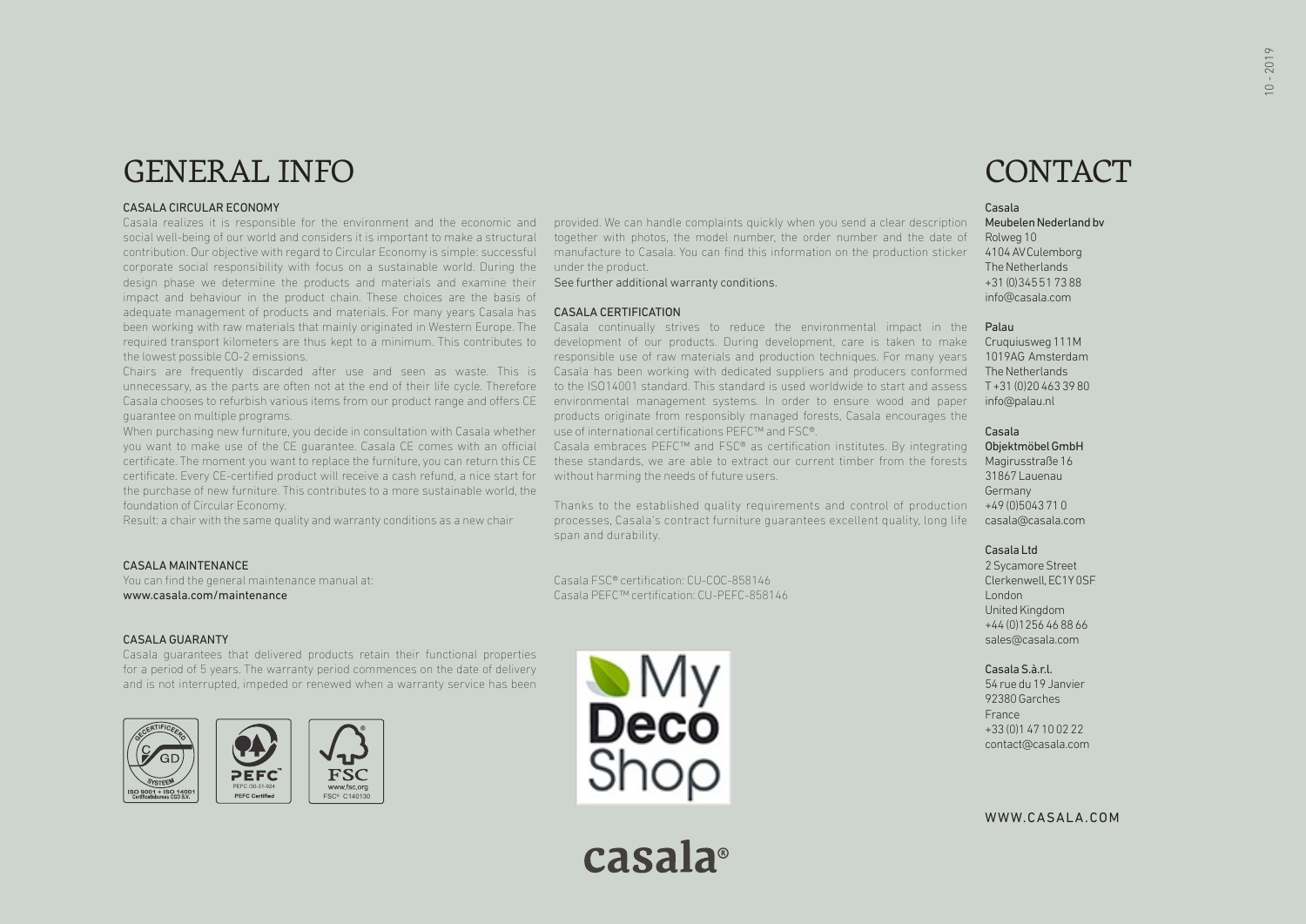# GENERAL INFO

### CASALA CIRCULAR ECONOMY

Casala realizes it is responsible for the environment and the economic and social well-being of our world and considers it is important to make a structural contribution. Our objective with regard to Circular Economy is simple: successful corporate social responsibility with focus on a sustainable world. During the design phase we determine the products and materials and examine their impact and behaviour in the product chain. These choices are the basis of adequate management of products and materials. For many years Casala has been working with raw materials that mainly originated in Western Europe. The required transport kilometers are thus kept to a minimum. This contributes to the lowest possible CO-2 emissions.

Chairs are frequently discarded after use and seen as waste. This is unnecessary, as the parts are often not at the end of their life cycle. Therefore Casala chooses to refurbish various items from our product range and offers CE guarantee on multiple programs.

When purchasing new furniture, you decide in consultation with Casala whether you want to make use of the CE guarantee. Casala CE comes with an official certificate. The moment you want to replace the furniture, you can return this CE certificate. Every CE-certified product will receive a cash refund, a nice start for the purchase of new furniture. This contributes to a more sustainable world, the foundation of Circular Economy.

Result: a chair with the same quality and warranty conditions as a new chair

### CASALA MAINTENANCE

You can find the general maintenance manual at:
www.casala.com/maintenance

### CASALA GUARANTY

Casala guarantees that delivered products retain their functional properties for a period of 5 years. The warranty period commences on the date of delivery and is not interrupted, impeded or renewed when a warranty service has been provided. We can handle complaints quickly when you send a clear description together with photos, the model number, the order number and the date of manufacture to Casala. You can find this information on the production sticker under the product.

See further additional warranty conditions.

CERTIFICEERD SYSTEEM ISO 9001 + ISO 14001 Certificatiebureau CGD B.V.

PEFC PEFC/30-31-924 PEFC Certified

FSC www.fsc.org FSC® C140130

### CASALA CERTIFICATION

Casala continually strives to reduce the environmental impact in the development of our products. During development, care is taken to make responsible use of raw materials and production techniques. For many years Casala has been working with dedicated suppliers and producers conformed to the ISO14001 standard. This standard is used worldwide to start and assess environmental management systems. In order to ensure wood and paper products originate from responsibly managed forests, Casala encourages the use of international certifications PEFC™ and FSC®.

Casala embraces PEFC™ and FSC® as certification institutes. By integrating these standards, we are able to extract our current timber from the forests without harming the needs of future users.

Thanks to the established quality requirements and control of production processes, Casala's contract furniture guarantees excellent quality, long life span and durability.

Casala FSC® certification: CU-COC-858146
Casala PEFC™ certification: CU-PEFC-858146

My Deco Shop

# CONTACT

Casala
**Meubelen Nederland bv**
Rolweg 10
4104 AV Culemborg
The Netherlands
+31 (0)345 51 73 88
info@casala.com

**Palau**
Cruquiusweg 111M
1019AG Amsterdam
The Netherlands
T +31 (0)20 463 39 80
info@palau.nl

**Casala**
**Objektmöbel GmbH**
Magirusstraße 16
31867 Lauenau
Germany
+49 (0)5043 71 0
casala@casala.com

**Casala Ltd**
2 Sycamore Street
Clerkenwell, EC1Y 0SF
London
United Kingdom
+44 (0)1256 46 88 66
sales@casala.com

**Casala S.à.r.l.**
54 rue du 19 Janvier
92380 Garches
France
+33 (0)1 47 10 02 22
contact@casala.com

WWW.CASALA.COM

casala®